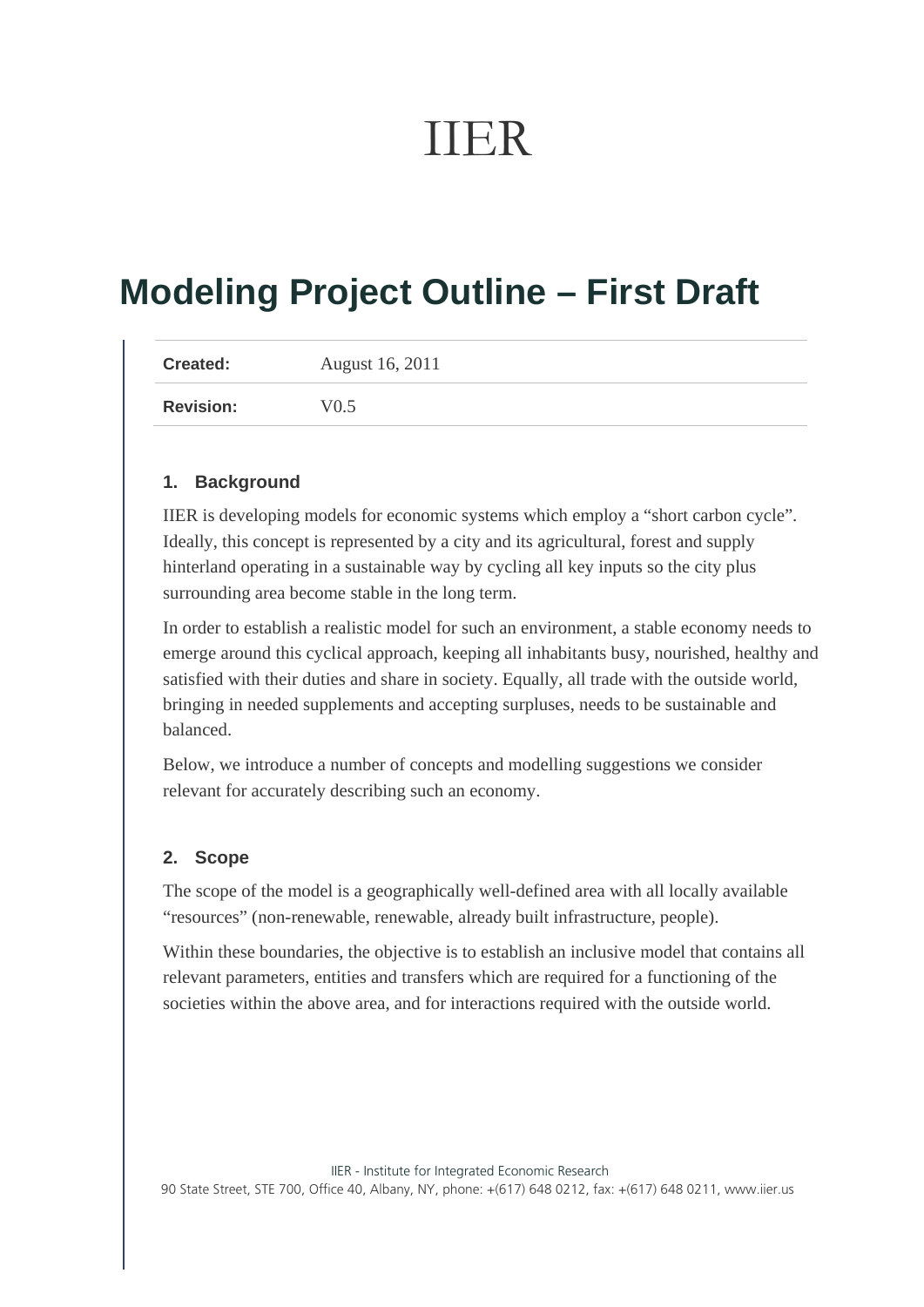# IIER

## Modeling Project Outline – First Draft

| | |
|---|---|
| **Created:** | August 16, 2011 |
| **Revision:** | V0.5 |

### 1. Background

IIER is developing models for economic systems which employ a “short carbon cycle”. Ideally, this concept is represented by a city and its agricultural, forest and supply hinterland operating in a sustainable way by cycling all key inputs so the city plus surrounding area become stable in the long term.

In order to establish a realistic model for such an environment, a stable economy needs to emerge around this cyclical approach, keeping all inhabitants busy, nourished, healthy and satisfied with their duties and share in society. Equally, all trade with the outside world, bringing in needed supplements and accepting surpluses, needs to be sustainable and balanced.

Below, we introduce a number of concepts and modelling suggestions we consider relevant for accurately describing such an economy.

### 2. Scope

The scope of the model is a geographically well-defined area with all locally available “resources” (non-renewable, renewable, already built infrastructure, people).

Within these boundaries, the objective is to establish an inclusive model that contains all relevant parameters, entities and transfers which are required for a functioning of the societies within the above area, and for interactions required with the outside world.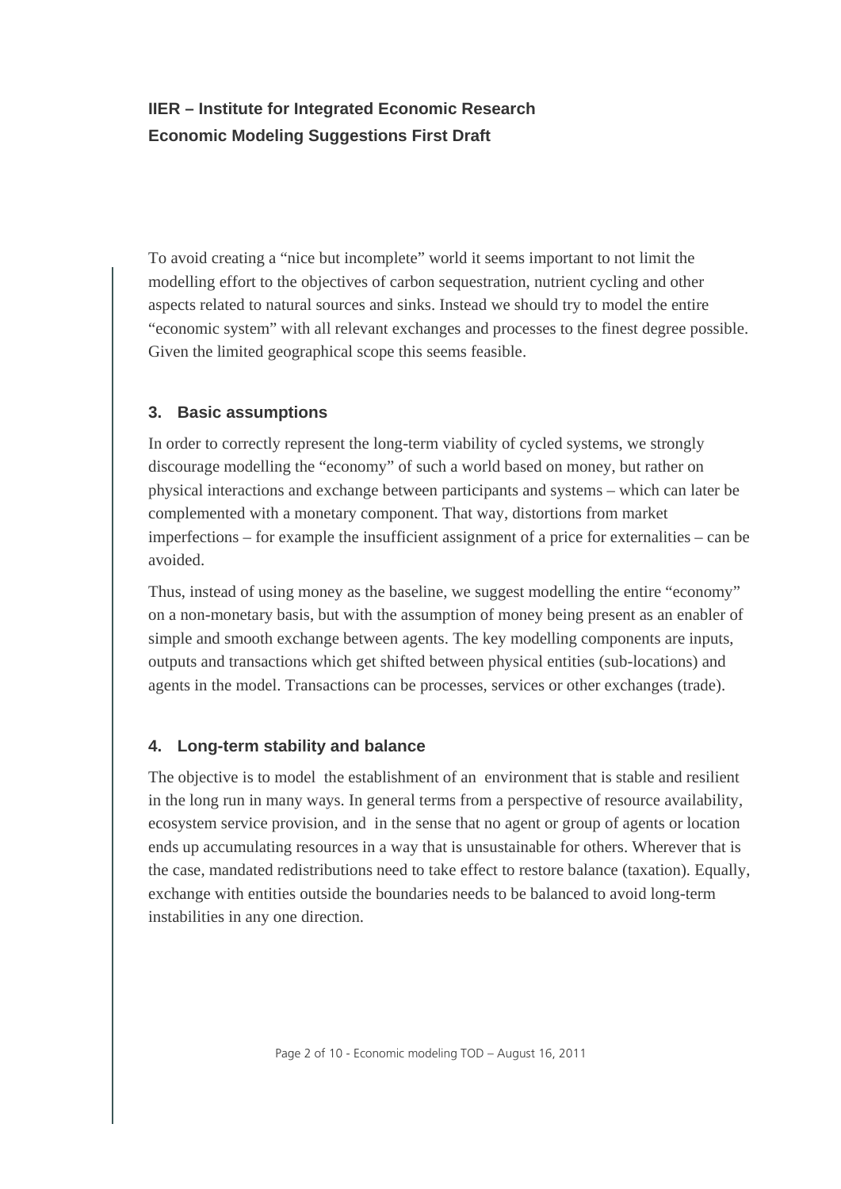**IIER – Institute for Integrated Economic Research**
**Economic Modeling Suggestions First Draft**

To avoid creating a "nice but incomplete" world it seems important to not limit the modelling effort to the objectives of carbon sequestration, nutrient cycling and other aspects related to natural sources and sinks. Instead we should try to model the entire "economic system" with all relevant exchanges and processes to the finest degree possible. Given the limited geographical scope this seems feasible.

## 3. Basic assumptions

In order to correctly represent the long-term viability of cycled systems, we strongly discourage modelling the "economy" of such a world based on money, but rather on physical interactions and exchange between participants and systems – which can later be complemented with a monetary component. That way, distortions from market imperfections – for example the insufficient assignment of a price for externalities – can be avoided.

Thus, instead of using money as the baseline, we suggest modelling the entire "economy" on a non-monetary basis, but with the assumption of money being present as an enabler of simple and smooth exchange between agents. The key modelling components are inputs, outputs and transactions which get shifted between physical entities (sub-locations) and agents in the model. Transactions can be processes, services or other exchanges (trade).

## 4. Long-term stability and balance

The objective is to model the establishment of an environment that is stable and resilient in the long run in many ways. In general terms from a perspective of resource availability, ecosystem service provision, and in the sense that no agent or group of agents or location ends up accumulating resources in a way that is unsustainable for others. Wherever that is the case, mandated redistributions need to take effect to restore balance (taxation). Equally, exchange with entities outside the boundaries needs to be balanced to avoid long-term instabilities in any one direction.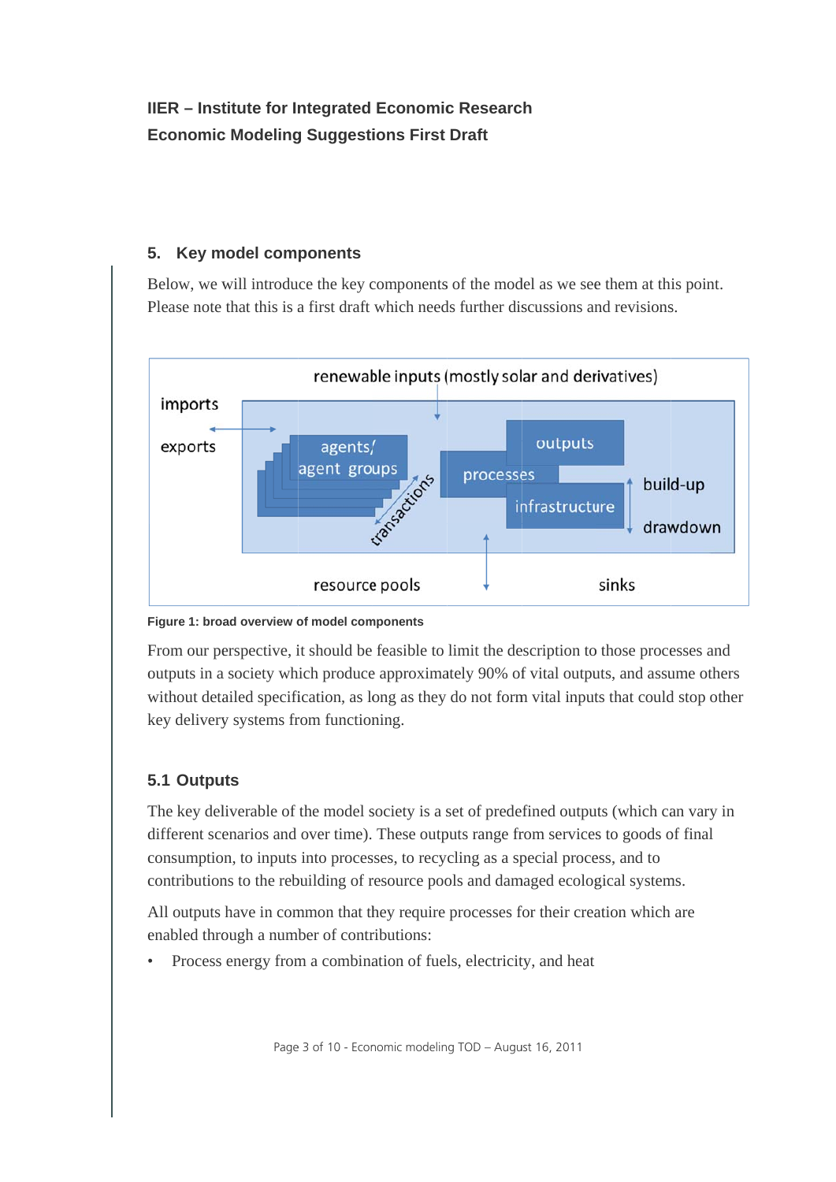## 5. Key model components

Below, we will introduce the key components of the model as we see them at this point. Please note that this is a first draft which needs further discussions and revisions.

**Figure 1: broad overview of model components**

From our perspective, it should be feasible to limit the description to those processes and outputs in a society which produce approximately 90% of vital outputs, and assume others without detailed specification, as long as they do not form vital inputs that could stop other key delivery systems from functioning.

### 5.1 Outputs

The key deliverable of the model society is a set of predefined outputs (which can vary in different scenarios and over time). These outputs range from services to goods of final consumption, to inputs into processes, to recycling as a special process, and to contributions to the rebuilding of resource pools and damaged ecological systems.

All outputs have in common that they require processes for their creation which are enabled through a number of contributions:

- Process energy from a combination of fuels, electricity, and heat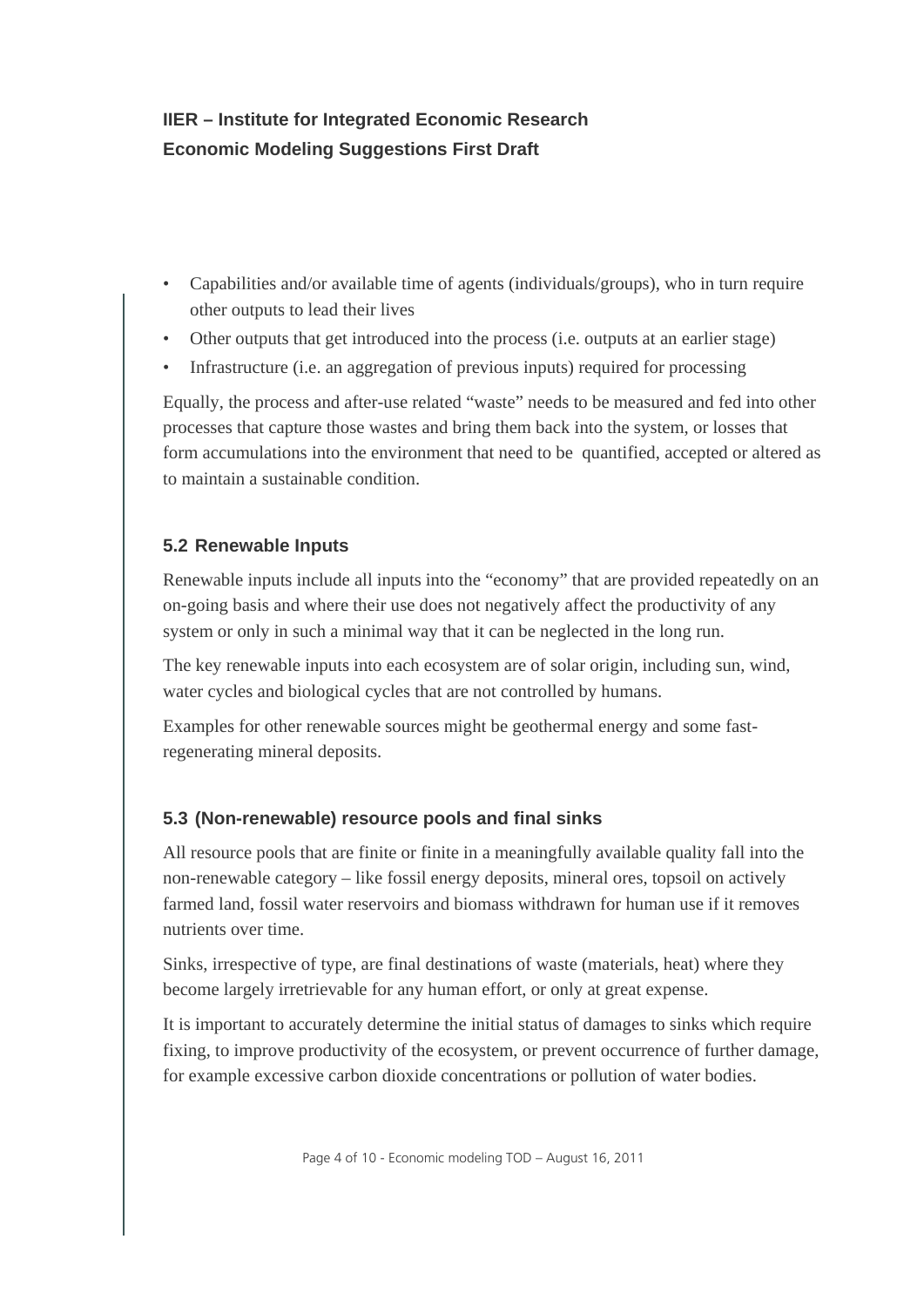- Capabilities and/or available time of agents (individuals/groups), who in turn require other outputs to lead their lives
- Other outputs that get introduced into the process (i.e. outputs at an earlier stage)
- Infrastructure (i.e. an aggregation of previous inputs) required for processing

Equally, the process and after-use related "waste" needs to be measured and fed into other processes that capture those wastes and bring them back into the system, or losses that form accumulations into the environment that need to be quantified, accepted or altered as to maintain a sustainable condition.

### 5.2 Renewable Inputs

Renewable inputs include all inputs into the "economy" that are provided repeatedly on an on-going basis and where their use does not negatively affect the productivity of any system or only in such a minimal way that it can be neglected in the long run.

The key renewable inputs into each ecosystem are of solar origin, including sun, wind, water cycles and biological cycles that are not controlled by humans.

Examples for other renewable sources might be geothermal energy and some fast-regenerating mineral deposits.

### 5.3 (Non-renewable) resource pools and final sinks

All resource pools that are finite or finite in a meaningfully available quality fall into the non-renewable category – like fossil energy deposits, mineral ores, topsoil on actively farmed land, fossil water reservoirs and biomass withdrawn for human use if it removes nutrients over time.

Sinks, irrespective of type, are final destinations of waste (materials, heat) where they become largely irretrievable for any human effort, or only at great expense.

It is important to accurately determine the initial status of damages to sinks which require fixing, to improve productivity of the ecosystem, or prevent occurrence of further damage, for example excessive carbon dioxide concentrations or pollution of water bodies.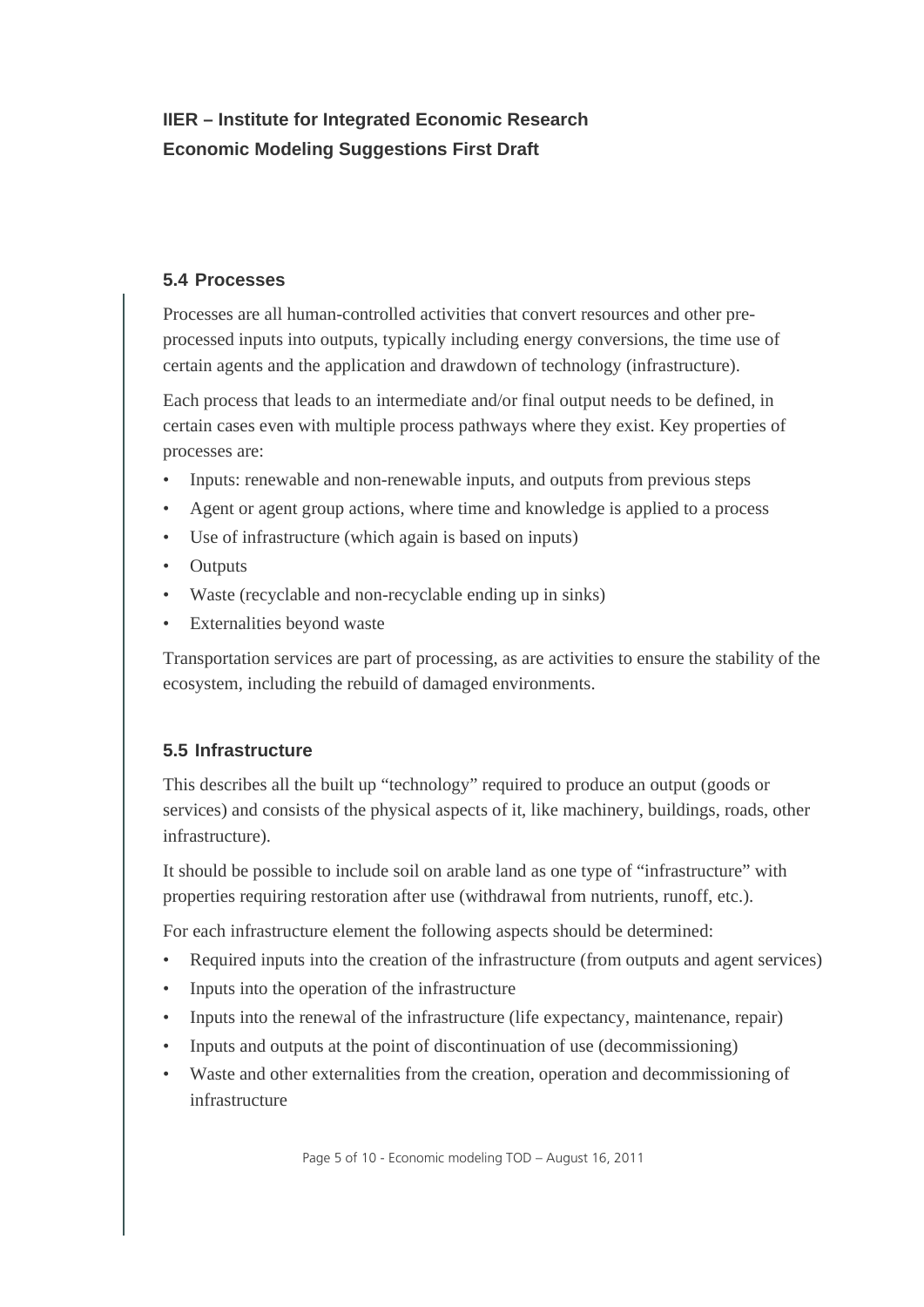## 5.4 Processes

Processes are all human-controlled activities that convert resources and other pre-processed inputs into outputs, typically including energy conversions, the time use of certain agents and the application and drawdown of technology (infrastructure).

Each process that leads to an intermediate and/or final output needs to be defined, in certain cases even with multiple process pathways where they exist. Key properties of processes are:

- Inputs: renewable and non-renewable inputs, and outputs from previous steps
- Agent or agent group actions, where time and knowledge is applied to a process
- Use of infrastructure (which again is based on inputs)
- Outputs
- Waste (recyclable and non-recyclable ending up in sinks)
- Externalities beyond waste

Transportation services are part of processing, as are activities to ensure the stability of the ecosystem, including the rebuild of damaged environments.

## 5.5 Infrastructure

This describes all the built up "technology" required to produce an output (goods or services) and consists of the physical aspects of it, like machinery, buildings, roads, other infrastructure).

It should be possible to include soil on arable land as one type of "infrastructure" with properties requiring restoration after use (withdrawal from nutrients, runoff, etc.).

For each infrastructure element the following aspects should be determined:

- Required inputs into the creation of the infrastructure (from outputs and agent services)
- Inputs into the operation of the infrastructure
- Inputs into the renewal of the infrastructure (life expectancy, maintenance, repair)
- Inputs and outputs at the point of discontinuation of use (decommissioning)
- Waste and other externalities from the creation, operation and decommissioning of infrastructure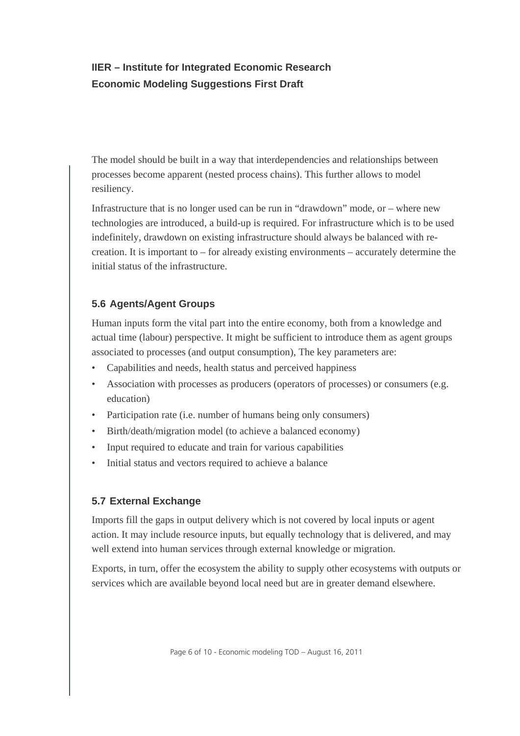The model should be built in a way that interdependencies and relationships between processes become apparent (nested process chains). This further allows to model resiliency.

Infrastructure that is no longer used can be run in "drawdown" mode, or – where new technologies are introduced, a build-up is required. For infrastructure which is to be used indefinitely, drawdown on existing infrastructure should always be balanced with re-creation. It is important to – for already existing environments – accurately determine the initial status of the infrastructure.

### 5.6 Agents/Agent Groups

Human inputs form the vital part into the entire economy, both from a knowledge and actual time (labour) perspective. It might be sufficient to introduce them as agent groups associated to processes (and output consumption), The key parameters are:

- Capabilities and needs, health status and perceived happiness
- Association with processes as producers (operators of processes) or consumers (e.g. education)
- Participation rate (i.e. number of humans being only consumers)
- Birth/death/migration model (to achieve a balanced economy)
- Input required to educate and train for various capabilities
- Initial status and vectors required to achieve a balance

### 5.7 External Exchange

Imports fill the gaps in output delivery which is not covered by local inputs or agent action. It may include resource inputs, but equally technology that is delivered, and may well extend into human services through external knowledge or migration.

Exports, in turn, offer the ecosystem the ability to supply other ecosystems with outputs or services which are available beyond local need but are in greater demand elsewhere.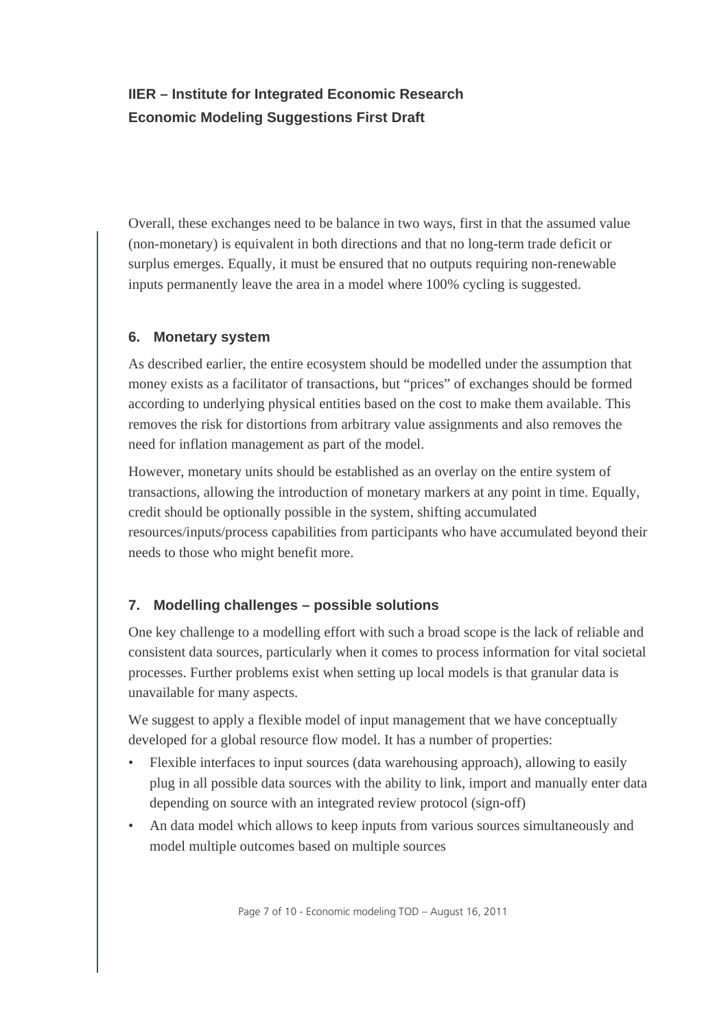Overall, these exchanges need to be balance in two ways, first in that the assumed value (non-monetary) is equivalent in both directions and that no long-term trade deficit or surplus emerges. Equally, it must be ensured that no outputs requiring non-renewable inputs permanently leave the area in a model where 100% cycling is suggested.

## 6. Monetary system

As described earlier, the entire ecosystem should be modelled under the assumption that money exists as a facilitator of transactions, but "prices" of exchanges should be formed according to underlying physical entities based on the cost to make them available. This removes the risk for distortions from arbitrary value assignments and also removes the need for inflation management as part of the model.

However, monetary units should be established as an overlay on the entire system of transactions, allowing the introduction of monetary markers at any point in time. Equally, credit should be optionally possible in the system, shifting accumulated resources/inputs/process capabilities from participants who have accumulated beyond their needs to those who might benefit more.

## 7. Modelling challenges – possible solutions

One key challenge to a modelling effort with such a broad scope is the lack of reliable and consistent data sources, particularly when it comes to process information for vital societal processes. Further problems exist when setting up local models is that granular data is unavailable for many aspects.

We suggest to apply a flexible model of input management that we have conceptually developed for a global resource flow model. It has a number of properties:

- Flexible interfaces to input sources (data warehousing approach), allowing to easily plug in all possible data sources with the ability to link, import and manually enter data depending on source with an integrated review protocol (sign-off)
- An data model which allows to keep inputs from various sources simultaneously and model multiple outcomes based on multiple sources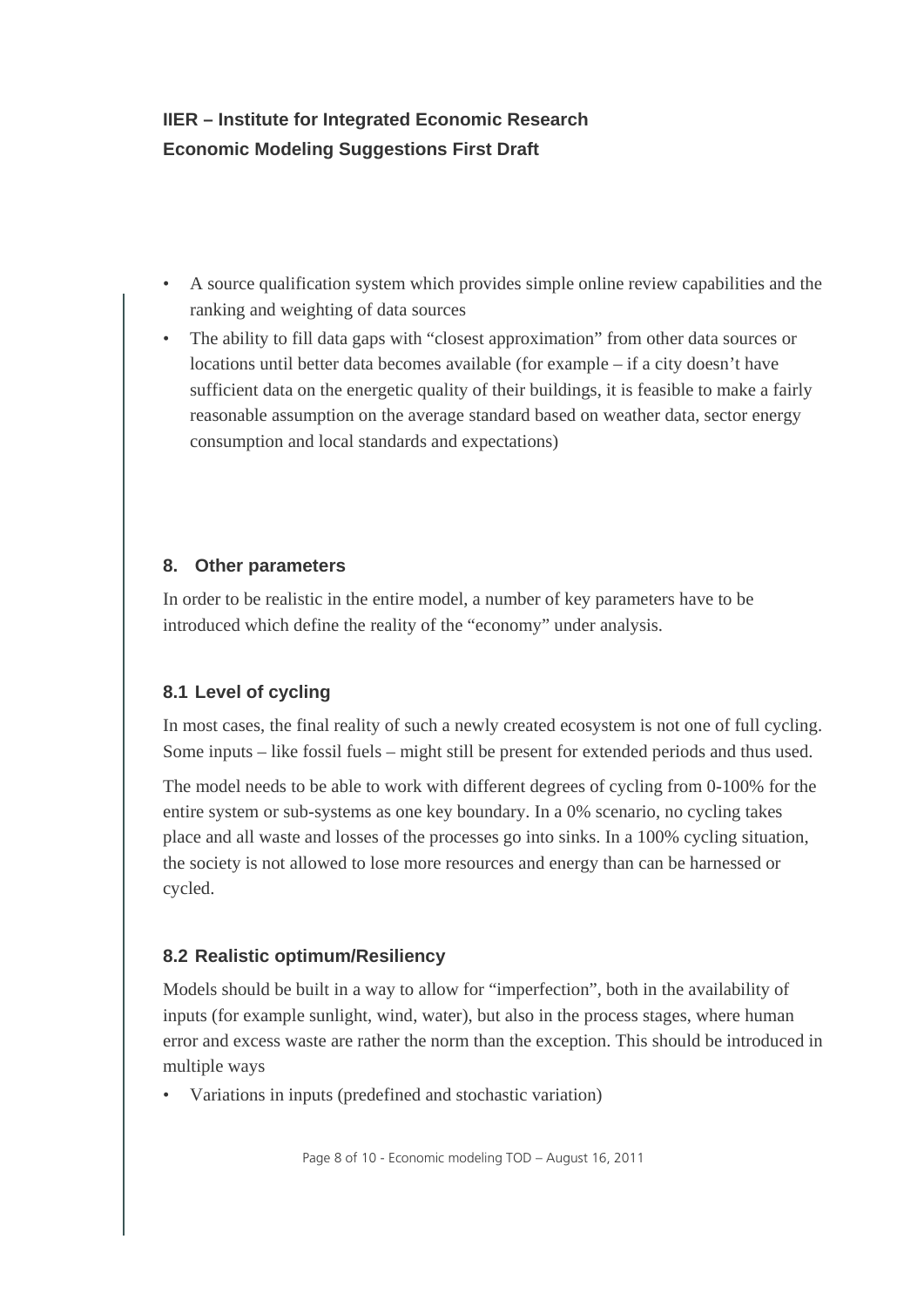- A source qualification system which provides simple online review capabilities and the ranking and weighting of data sources
- The ability to fill data gaps with "closest approximation" from other data sources or locations until better data becomes available (for example – if a city doesn't have sufficient data on the energetic quality of their buildings, it is feasible to make a fairly reasonable assumption on the average standard based on weather data, sector energy consumption and local standards and expectations)

## 8. Other parameters

In order to be realistic in the entire model, a number of key parameters have to be introduced which define the reality of the "economy" under analysis.

### 8.1 Level of cycling

In most cases, the final reality of such a newly created ecosystem is not one of full cycling. Some inputs – like fossil fuels – might still be present for extended periods and thus used.

The model needs to be able to work with different degrees of cycling from 0-100% for the entire system or sub-systems as one key boundary. In a 0% scenario, no cycling takes place and all waste and losses of the processes go into sinks. In a 100% cycling situation, the society is not allowed to lose more resources and energy than can be harnessed or cycled.

### 8.2 Realistic optimum/Resiliency

Models should be built in a way to allow for "imperfection", both in the availability of inputs (for example sunlight, wind, water), but also in the process stages, where human error and excess waste are rather the norm than the exception. This should be introduced in multiple ways

- Variations in inputs (predefined and stochastic variation)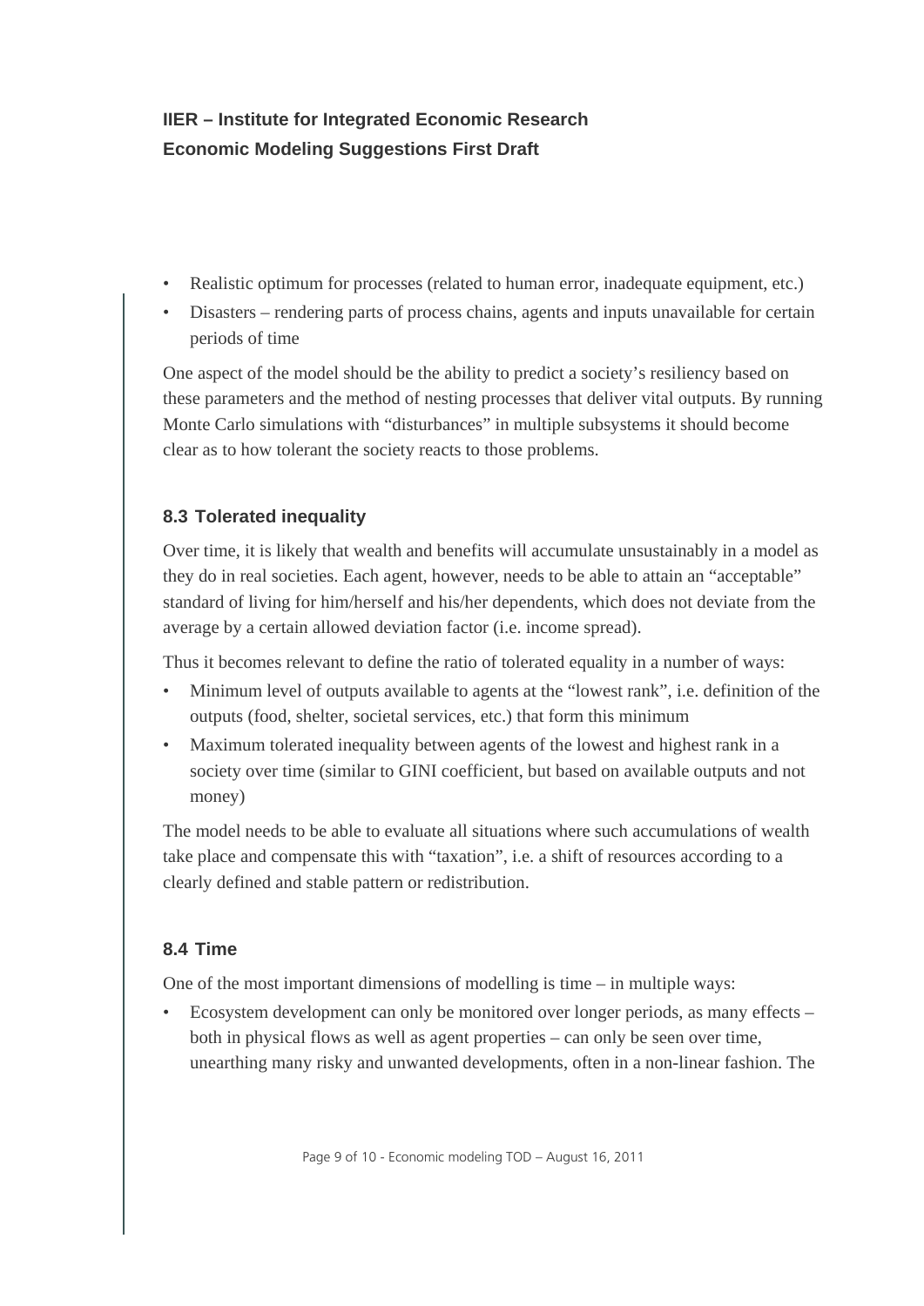- Realistic optimum for processes (related to human error, inadequate equipment, etc.)
- Disasters – rendering parts of process chains, agents and inputs unavailable for certain periods of time

One aspect of the model should be the ability to predict a society's resiliency based on these parameters and the method of nesting processes that deliver vital outputs. By running Monte Carlo simulations with "disturbances" in multiple subsystems it should become clear as to how tolerant the society reacts to those problems.

### 8.3 Tolerated inequality

Over time, it is likely that wealth and benefits will accumulate unsustainably in a model as they do in real societies. Each agent, however, needs to be able to attain an "acceptable" standard of living for him/herself and his/her dependents, which does not deviate from the average by a certain allowed deviation factor (i.e. income spread).

Thus it becomes relevant to define the ratio of tolerated equality in a number of ways:

- Minimum level of outputs available to agents at the "lowest rank", i.e. definition of the outputs (food, shelter, societal services, etc.) that form this minimum
- Maximum tolerated inequality between agents of the lowest and highest rank in a society over time (similar to GINI coefficient, but based on available outputs and not money)

The model needs to be able to evaluate all situations where such accumulations of wealth take place and compensate this with "taxation", i.e. a shift of resources according to a clearly defined and stable pattern or redistribution.

### 8.4 Time

One of the most important dimensions of modelling is time – in multiple ways:

- Ecosystem development can only be monitored over longer periods, as many effects – both in physical flows as well as agent properties – can only be seen over time, unearthing many risky and unwanted developments, often in a non-linear fashion. The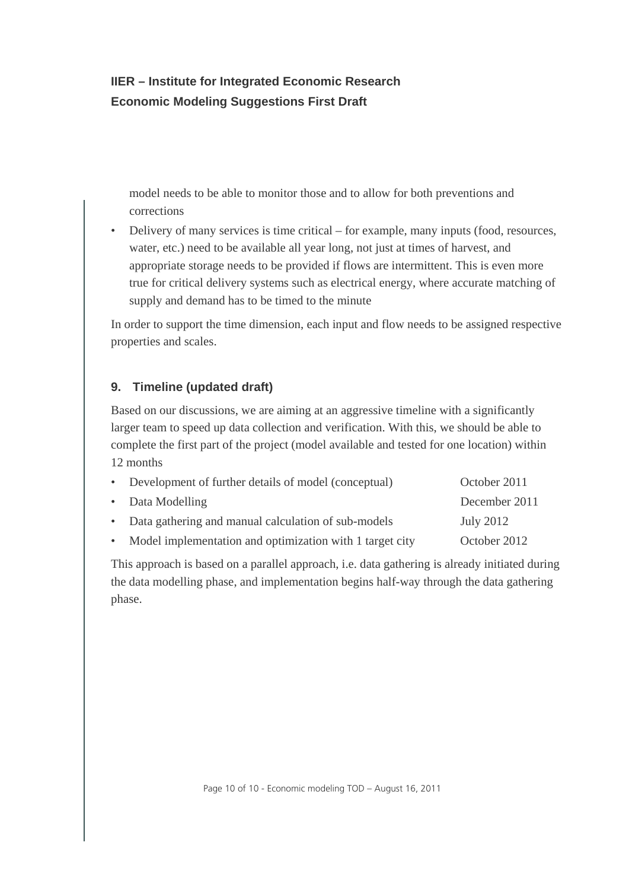model needs to be able to monitor those and to allow for both preventions and corrections

- Delivery of many services is time critical – for example, many inputs (food, resources, water, etc.) need to be available all year long, not just at times of harvest, and appropriate storage needs to be provided if flows are intermittent. This is even more true for critical delivery systems such as electrical energy, where accurate matching of supply and demand has to be timed to the minute

In order to support the time dimension, each input and flow needs to be assigned respective properties and scales.

## 9. Timeline (updated draft)

Based on our discussions, we are aiming at an aggressive timeline with a significantly larger team to speed up data collection and verification. With this, we should be able to complete the first part of the project (model available and tested for one location) within 12 months

- Development of further details of model (conceptual) — October 2011
- Data Modelling — December 2011
- Data gathering and manual calculation of sub-models — July 2012
- Model implementation and optimization with 1 target city — October 2012

This approach is based on a parallel approach, i.e. data gathering is already initiated during the data modelling phase, and implementation begins half-way through the data gathering phase.